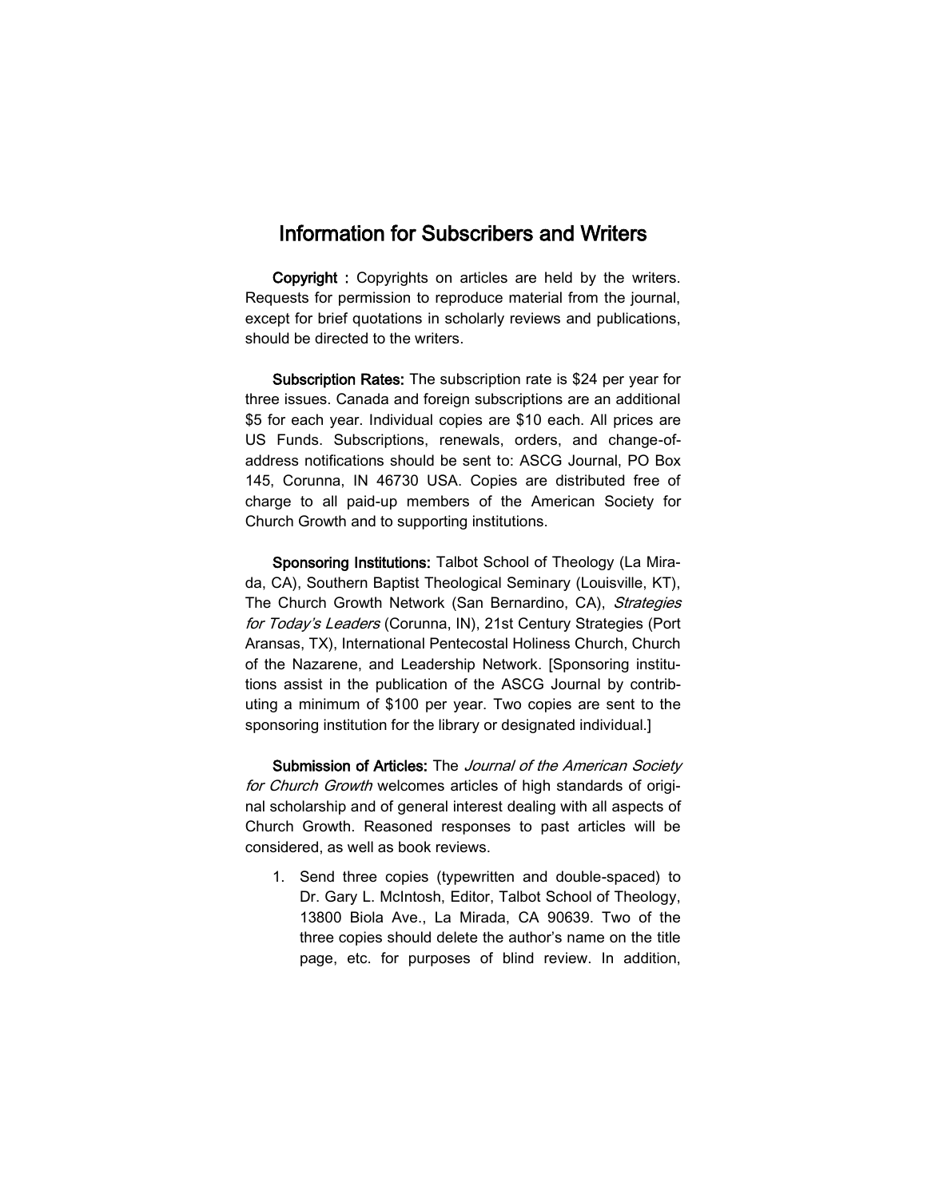## Information for Subscribers and Writers

**Copyright :** Copyrights on articles are held by the writers. Requests for permission to reproduce material from the journal, except for brief quotations in scholarly reviews and publications, should be directed to the writers.

**Subscription Rates:** The subscription rate is $24 per year for three issues. Canada and foreign subscriptions are an additional $5 for each year. Individual copies are $10 each. All prices are US Funds. Subscriptions, renewals, orders, and change-of-address notifications should be sent to: ASCG Journal, PO Box 145, Corunna, IN 46730 USA. Copies are distributed free of charge to all paid-up members of the American Society for Church Growth and to supporting institutions.

**Sponsoring Institutions:** Talbot School of Theology (La Mirada, CA), Southern Baptist Theological Seminary (Louisville, KT), The Church Growth Network (San Bernardino, CA), *Strategies for Today's Leaders* (Corunna, IN), 21st Century Strategies (Port Aransas, TX), International Pentecostal Holiness Church, Church of the Nazarene, and Leadership Network. [Sponsoring institutions assist in the publication of the ASCG Journal by contributing a minimum of $100 per year. Two copies are sent to the sponsoring institution for the library or designated individual.]

**Submission of Articles:** The *Journal of the American Society for Church Growth* welcomes articles of high standards of original scholarship and of general interest dealing with all aspects of Church Growth. Reasoned responses to past articles will be considered, as well as book reviews.

1. Send three copies (typewritten and double-spaced) to Dr. Gary L. McIntosh, Editor, Talbot School of Theology, 13800 Biola Ave., La Mirada, CA 90639. Two of the three copies should delete the author's name on the title page, etc. for purposes of blind review. In addition,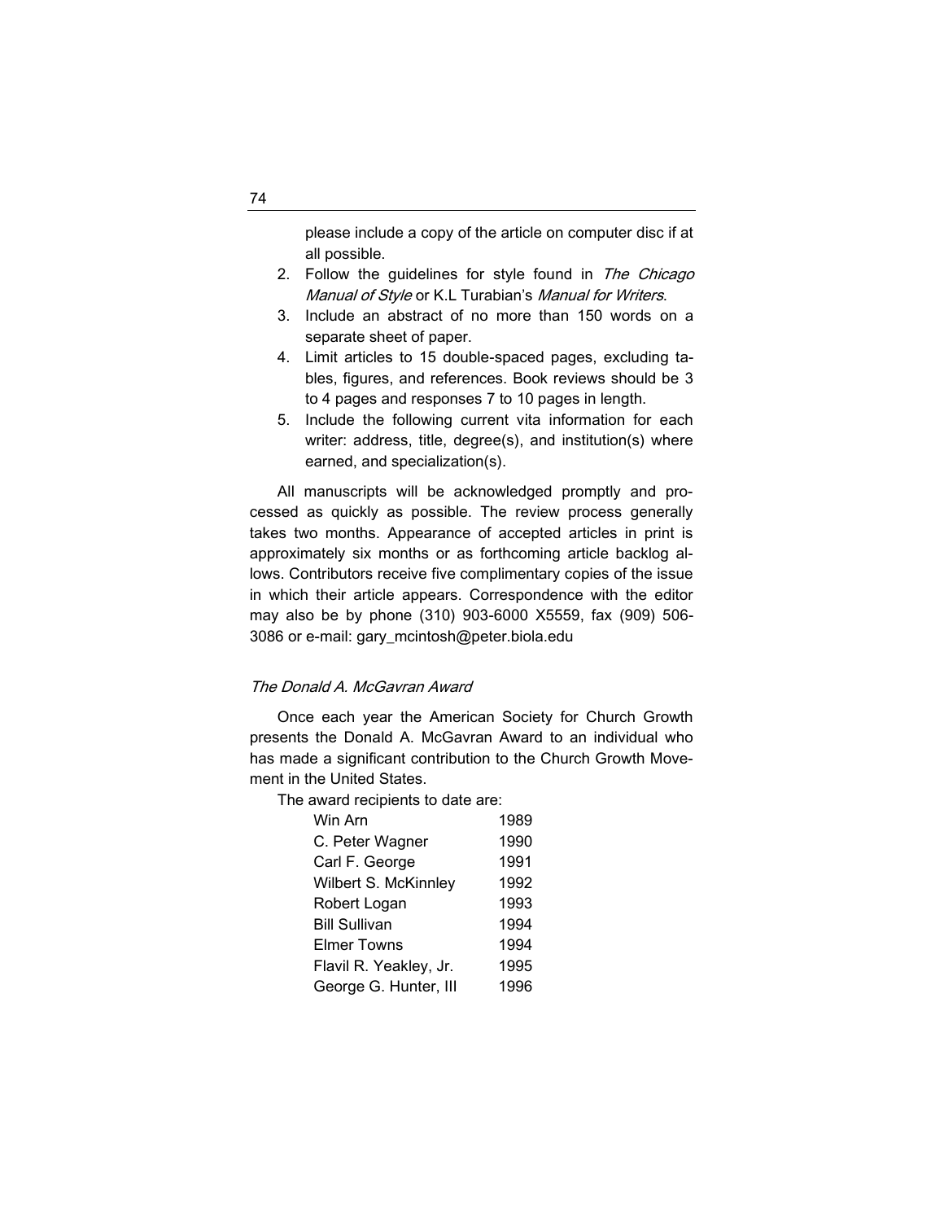please include a copy of the article on computer disc if at all possible.

2. Follow the guidelines for style found in *The Chicago Manual of Style* or K.L Turabian's *Manual for Writers*.
3. Include an abstract of no more than 150 words on a separate sheet of paper.
4. Limit articles to 15 double-spaced pages, excluding tables, figures, and references. Book reviews should be 3 to 4 pages and responses 7 to 10 pages in length.
5. Include the following current vita information for each writer: address, title, degree(s), and institution(s) where earned, and specialization(s).

All manuscripts will be acknowledged promptly and processed as quickly as possible. The review process generally takes two months. Appearance of accepted articles in print is approximately six months or as forthcoming article backlog allows. Contributors receive five complimentary copies of the issue in which their article appears. Correspondence with the editor may also be by phone (310) 903-6000 X5559, fax (909) 506-3086 or e-mail: gary_mcintosh@peter.biola.edu

*The Donald A. McGavran Award*

Once each year the American Society for Church Growth presents the Donald A. McGavran Award to an individual who has made a significant contribution to the Church Growth Movement in the United States.

The award recipients to date are:

| | |
|---|---|
| Win Arn | 1989 |
| C. Peter Wagner | 1990 |
| Carl F. George | 1991 |
| Wilbert S. McKinnley | 1992 |
| Robert Logan | 1993 |
| Bill Sullivan | 1994 |
| Elmer Towns | 1994 |
| Flavil R. Yeakley, Jr. | 1995 |
| George G. Hunter, III | 1996 |